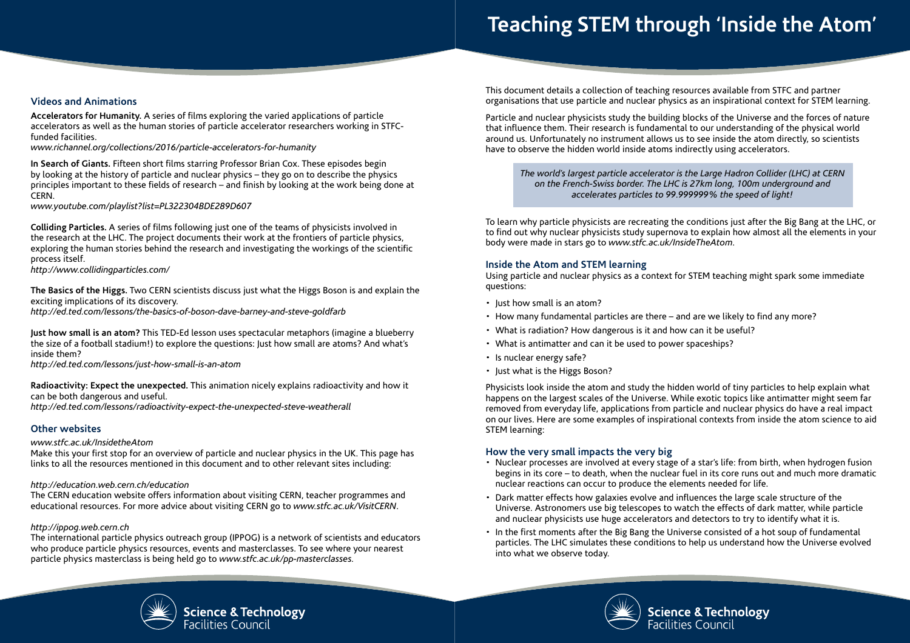# Teaching STEM through 'Inside the Atom'

This document details a collection of teaching resources available from STFC and partner organisations that use particle and nuclear physics as an inspirational context for STEM learning.

Particle and nuclear physicists study the building blocks of the Universe and the forces of nature that influence them. Their research is fundamental to our understanding of the physical world around us. Unfortunately no instrument allows us to see inside the atom directly, so scientists have to observe the hidden world inside atoms indirectly using accelerators.

> *The world's largest particle accelerator is the Large Hadron Collider (LHC) at CERN on the French-Swiss border. The LHC is 27km long, 100m underground and accelerates particles to 99.999999% the speed of light!*

To learn why particle physicists are recreating the conditions just after the Big Bang at the LHC, or to find out why nuclear physicists study supernova to explain how almost all the elements in your body were made in stars go to *www.stfc.ac.uk/InsideTheAtom*.

## Inside the Atom and STEM learning

Using particle and nuclear physics as a context for STEM teaching might spark some immediate questions:

- Just how small is an atom?
- How many fundamental particles are there – and are we likely to find any more?
- What is radiation? How dangerous is it and how can it be useful?
- What is antimatter and can it be used to power spaceships?
- Is nuclear energy safe?
- Just what is the Higgs Boson?

Physicists look inside the atom and study the hidden world of tiny particles to help explain what happens on the largest scales of the Universe. While exotic topics like antimatter might seem far removed from everyday life, applications from particle and nuclear physics do have a real impact on our lives. Here are some examples of inspirational contexts from inside the atom science to aid STEM learning:

## How the very small impacts the very big

- Nuclear processes are involved at every stage of a star's life: from birth, when hydrogen fusion begins in its core – to death, when the nuclear fuel in its core runs out and much more dramatic nuclear reactions can occur to produce the elements needed for life.
- Dark matter effects how galaxies evolve and influences the large scale structure of the Universe. Astronomers use big telescopes to watch the effects of dark matter, while particle and nuclear physicists use huge accelerators and detectors to try to identify what it is.
- In the first moments after the Big Bang the Universe consisted of a hot soup of fundamental particles. The LHC simulates these conditions to help us understand how the Universe evolved into what we observe today.

## Videos and Animations

**Accelerators for Humanity.** A series of films exploring the varied applications of particle accelerators as well as the human stories of particle accelerator researchers working in STFC-funded facilities.
*www.richannel.org/collections/2016/particle-accelerators-for-humanity*

**In Search of Giants.** Fifteen short films starring Professor Brian Cox. These episodes begin by looking at the history of particle and nuclear physics – they go on to describe the physics principles important to these fields of research – and finish by looking at the work being done at CERN.
*www.youtube.com/playlist?list=PL322304BDE289D607*

**Colliding Particles.** A series of films following just one of the teams of physicists involved in the research at the LHC. The project documents their work at the frontiers of particle physics, exploring the human stories behind the research and investigating the workings of the scientific process itself.
*http://www.collidingparticles.com/*

**The Basics of the Higgs.** Two CERN scientists discuss just what the Higgs Boson is and explain the exciting implications of its discovery.
*http://ed.ted.com/lessons/the-basics-of-boson-dave-barney-and-steve-goldfarb*

**Just how small is an atom?** This TED-Ed lesson uses spectacular metaphors (imagine a blueberry the size of a football stadium!) to explore the questions: Just how small are atoms? And what's inside them?
*http://ed.ted.com/lessons/just-how-small-is-an-atom*

**Radioactivity: Expect the unexpected.** This animation nicely explains radioactivity and how it can be both dangerous and useful.
*http://ed.ted.com/lessons/radioactivity-expect-the-unexpected-steve-weatherall*

## Other websites

*www.stfc.ac.uk/InsidetheAtom*
Make this your first stop for an overview of particle and nuclear physics in the UK. This page has links to all the resources mentioned in this document and to other relevant sites including:

*http://education.web.cern.ch/education*
The CERN education website offers information about visiting CERN, teacher programmes and educational resources. For more advice about visiting CERN go to *www.stfc.ac.uk/VisitCERN*.

*http://ippog.web.cern.ch*
The international particle physics outreach group (IPPOG) is a network of scientists and educators who produce particle physics resources, events and masterclasses. To see where your nearest particle physics masterclass is being held go to *www.stfc.ac.uk/pp-masterclasses.*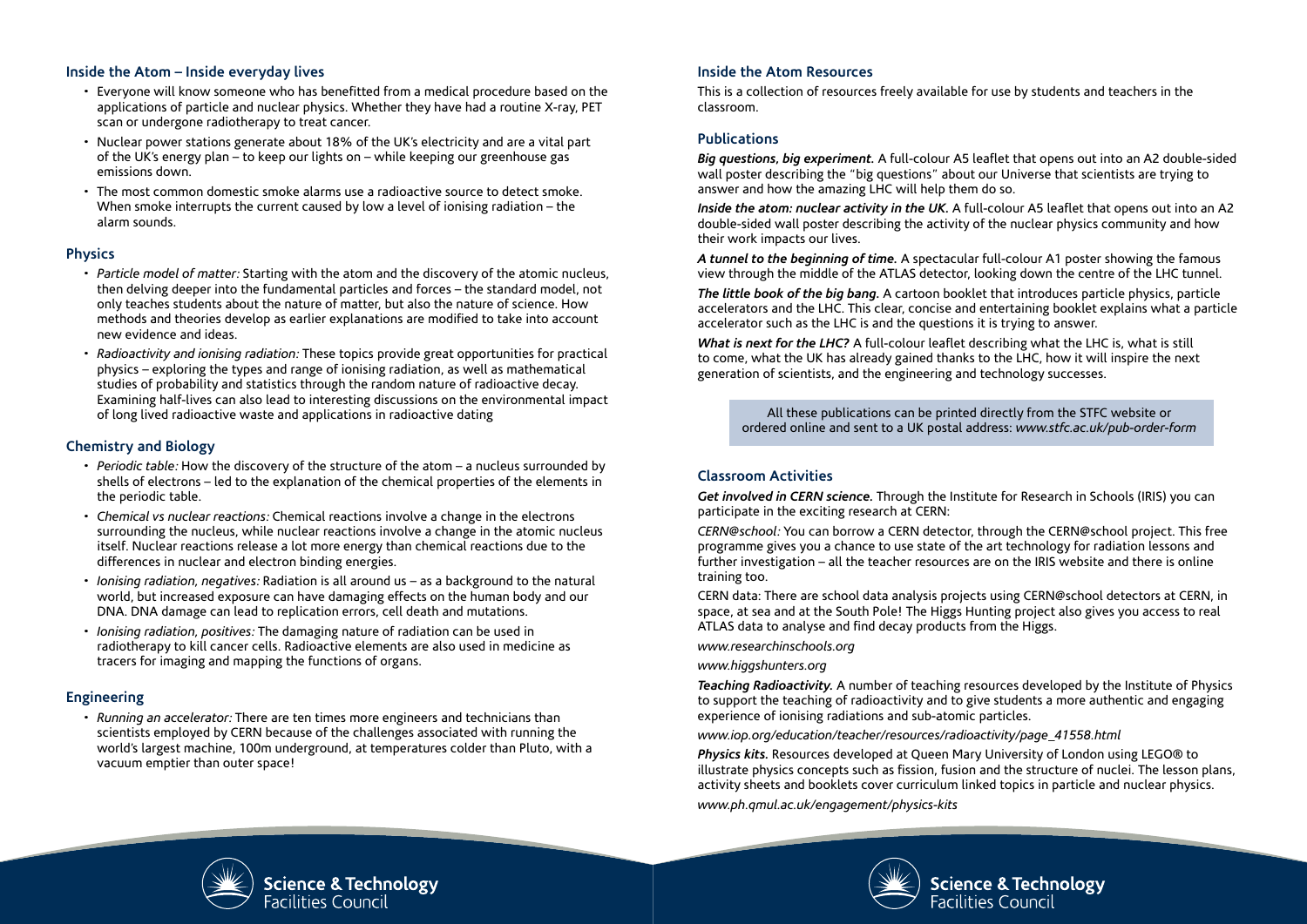## Inside the Atom – Inside everyday lives

- Everyone will know someone who has benefitted from a medical procedure based on the applications of particle and nuclear physics. Whether they have had a routine X-ray, PET scan or undergone radiotherapy to treat cancer.
- Nuclear power stations generate about 18% of the UK's electricity and are a vital part of the UK's energy plan – to keep our lights on – while keeping our greenhouse gas emissions down.
- The most common domestic smoke alarms use a radioactive source to detect smoke. When smoke interrupts the current caused by low a level of ionising radiation – the alarm sounds.

## Physics

- *Particle model of matter:* Starting with the atom and the discovery of the atomic nucleus, then delving deeper into the fundamental particles and forces – the standard model, not only teaches students about the nature of matter, but also the nature of science. How methods and theories develop as earlier explanations are modified to take into account new evidence and ideas.
- *Radioactivity and ionising radiation:* These topics provide great opportunities for practical physics – exploring the types and range of ionising radiation, as well as mathematical studies of probability and statistics through the random nature of radioactive decay. Examining half-lives can also lead to interesting discussions on the environmental impact of long lived radioactive waste and applications in radioactive dating

## Chemistry and Biology

- *Periodic table:* How the discovery of the structure of the atom – a nucleus surrounded by shells of electrons – led to the explanation of the chemical properties of the elements in the periodic table.
- *Chemical vs nuclear reactions:* Chemical reactions involve a change in the electrons surrounding the nucleus, while nuclear reactions involve a change in the atomic nucleus itself. Nuclear reactions release a lot more energy than chemical reactions due to the differences in nuclear and electron binding energies.
- *Ionising radiation, negatives:* Radiation is all around us – as a background to the natural world, but increased exposure can have damaging effects on the human body and our DNA. DNA damage can lead to replication errors, cell death and mutations.
- *Ionising radiation, positives:* The damaging nature of radiation can be used in radiotherapy to kill cancer cells. Radioactive elements are also used in medicine as tracers for imaging and mapping the functions of organs.

## Engineering

- *Running an accelerator:* There are ten times more engineers and technicians than scientists employed by CERN because of the challenges associated with running the world's largest machine, 100m underground, at temperatures colder than Pluto, with a vacuum emptier than outer space!

## Inside the Atom Resources

This is a collection of resources freely available for use by students and teachers in the classroom.

## Publications

***Big questions, big experiment.*** A full-colour A5 leaflet that opens out into an A2 double-sided wall poster describing the "big questions" about our Universe that scientists are trying to answer and how the amazing LHC will help them do so.

***Inside the atom: nuclear activity in the UK.*** A full-colour A5 leaflet that opens out into an A2 double-sided wall poster describing the activity of the nuclear physics community and how their work impacts our lives.

***A tunnel to the beginning of time.*** A spectacular full-colour A1 poster showing the famous view through the middle of the ATLAS detector, looking down the centre of the LHC tunnel.

***The little book of the big bang.*** A cartoon booklet that introduces particle physics, particle accelerators and the LHC. This clear, concise and entertaining booklet explains what a particle accelerator such as the LHC is and the questions it is trying to answer.

***What is next for the LHC?*** A full-colour leaflet describing what the LHC is, what is still to come, what the UK has already gained thanks to the LHC, how it will inspire the next generation of scientists, and the engineering and technology successes.

All these publications can be printed directly from the STFC website or ordered online and sent to a UK postal address: *www.stfc.ac.uk/pub-order-form*

## Classroom Activities

***Get involved in CERN science.*** Through the Institute for Research in Schools (IRIS) you can participate in the exciting research at CERN:

*CERN@school:* You can borrow a CERN detector, through the CERN@school project. This free programme gives you a chance to use state of the art technology for radiation lessons and further investigation – all the teacher resources are on the IRIS website and there is online training too.

CERN data: There are school data analysis projects using CERN@school detectors at CERN, in space, at sea and at the South Pole! The Higgs Hunting project also gives you access to real ATLAS data to analyse and find decay products from the Higgs.

*www.researchinschools.org*

*www.higgshunters.org*

***Teaching Radioactivity.*** A number of teaching resources developed by the Institute of Physics to support the teaching of radioactivity and to give students a more authentic and engaging experience of ionising radiations and sub-atomic particles.

*www.iop.org/education/teacher/resources/radioactivity/page_41558.html*

***Physics kits.*** Resources developed at Queen Mary University of London using LEGO® to illustrate physics concepts such as fission, fusion and the structure of nuclei. The lesson plans, activity sheets and booklets cover curriculum linked topics in particle and nuclear physics.

*www.ph.qmul.ac.uk/engagement/physics-kits*

Science & Technology Facilities Council